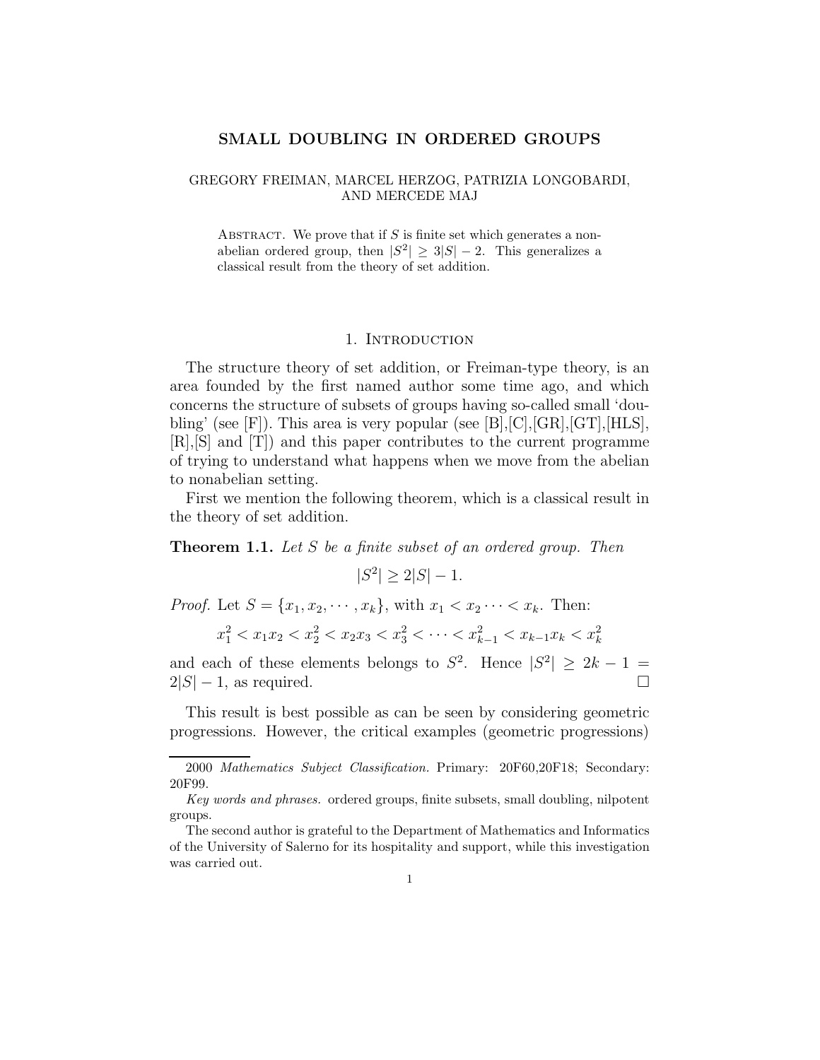# SMALL DOUBLING IN ORDERED GROUPS

GREGORY FREIMAN, MARCEL HERZOG, PATRIZIA LONGOBARDI, AND MERCEDE MAJ

Abstract. We prove that if $S$ is finite set which generates a nonabelian ordered group, then $|S^2| \geq 3|S| - 2$. This generalizes a classical result from the theory of set addition.

## 1. Introduction

The structure theory of set addition, or Freiman-type theory, is an area founded by the first named author some time ago, and which concerns the structure of subsets of groups having so-called small 'doubling' (see [F]). This area is very popular (see [B],[C],[GR],[GT],[HLS], [R],[S] and [T]) and this paper contributes to the current programme of trying to understand what happens when we move from the abelian to nonabelian setting.

First we mention the following theorem, which is a classical result in the theory of set addition.

**Theorem 1.1.** *Let $S$ be a finite subset of an ordered group. Then*

$$|S^2| \geq 2|S| - 1.$$

*Proof.* Let $S = \{x_1, x_2, \cdots, x_k\}$, with $x_1 < x_2 \cdots < x_k$. Then:

$$x_1^2 < x_1x_2 < x_2^2 < x_2x_3 < x_3^2 < \cdots < x_{k-1}^2 < x_{k-1}x_k < x_k^2$$

and each of these elements belongs to $S^2$. Hence $|S^2| \geq 2k - 1 = 2|S| - 1$, as required. □

This result is best possible as can be seen by considering geometric progressions. However, the critical examples (geometric progressions)

---

2000 *Mathematics Subject Classification.* Primary: 20F60,20F18; Secondary: 20F99.

*Key words and phrases.* ordered groups, finite subsets, small doubling, nilpotent groups.

The second author is grateful to the Department of Mathematics and Informatics of the University of Salerno for its hospitality and support, while this investigation was carried out.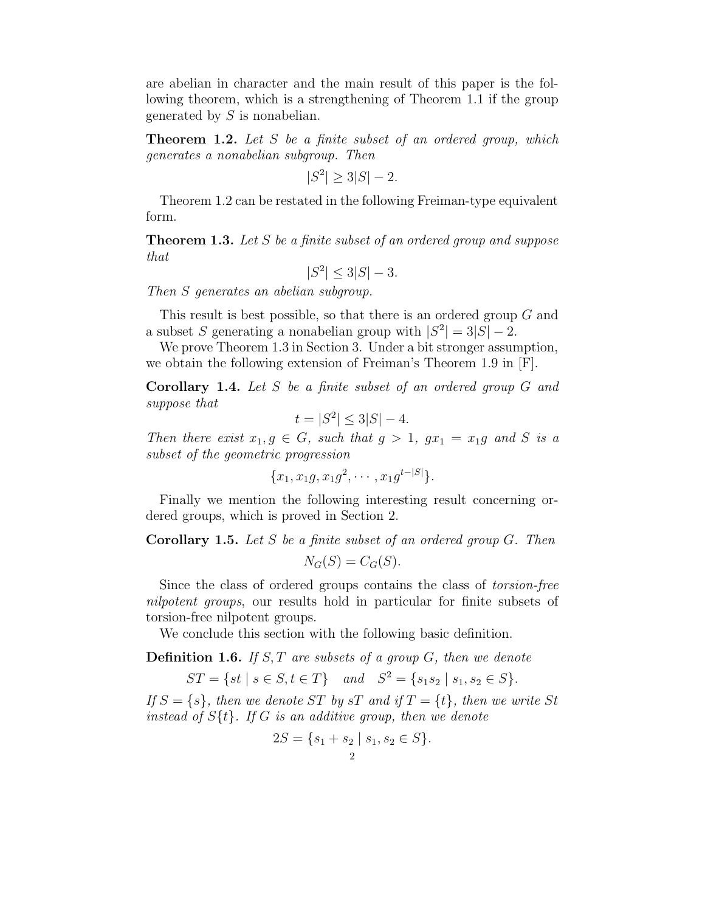are abelian in character and the main result of this paper is the following theorem, which is a strengthening of Theorem 1.1 if the group generated by $S$ is nonabelian.

**Theorem 1.2.** *Let $S$ be a finite subset of an ordered group, which generates a nonabelian subgroup. Then*

$$|S^2| \geq 3|S| - 2.$$

Theorem 1.2 can be restated in the following Freiman-type equivalent form.

**Theorem 1.3.** *Let $S$ be a finite subset of an ordered group and suppose that*

$$|S^2| \leq 3|S| - 3.$$

*Then $S$ generates an abelian subgroup.*

This result is best possible, so that there is an ordered group $G$ and a subset $S$ generating a nonabelian group with $|S^2| = 3|S| - 2$.

We prove Theorem 1.3 in Section 3. Under a bit stronger assumption, we obtain the following extension of Freiman's Theorem 1.9 in [F].

**Corollary 1.4.** *Let $S$ be a finite subset of an ordered group $G$ and suppose that*

$$t = |S^2| \leq 3|S| - 4.$$

*Then there exist $x_1, g \in G$, such that $g > 1$, $gx_1 = x_1 g$ and $S$ is a subset of the geometric progression*

$$\{x_1, x_1 g, x_1 g^2, \cdots, x_1 g^{t-|S|}\}.$$

Finally we mention the following interesting result concerning ordered groups, which is proved in Section 2.

**Corollary 1.5.** *Let $S$ be a finite subset of an ordered group $G$. Then*

$$N_G(S) = C_G(S).$$

Since the class of ordered groups contains the class of *torsion-free nilpotent groups*, our results hold in particular for finite subsets of torsion-free nilpotent groups.

We conclude this section with the following basic definition.

**Definition 1.6.** *If $S, T$ are subsets of a group $G$, then we denote*

$$ST = \{st \mid s \in S, t \in T\} \quad \text{and} \quad S^2 = \{s_1 s_2 \mid s_1, s_2 \in S\}.$$

*If $S = \{s\}$, then we denote $ST$ by $sT$ and if $T = \{t\}$, then we write $St$ instead of $S\{t\}$. If $G$ is an additive group, then we denote*

$$2S = \{s_1 + s_2 \mid s_1, s_2 \in S\}.$$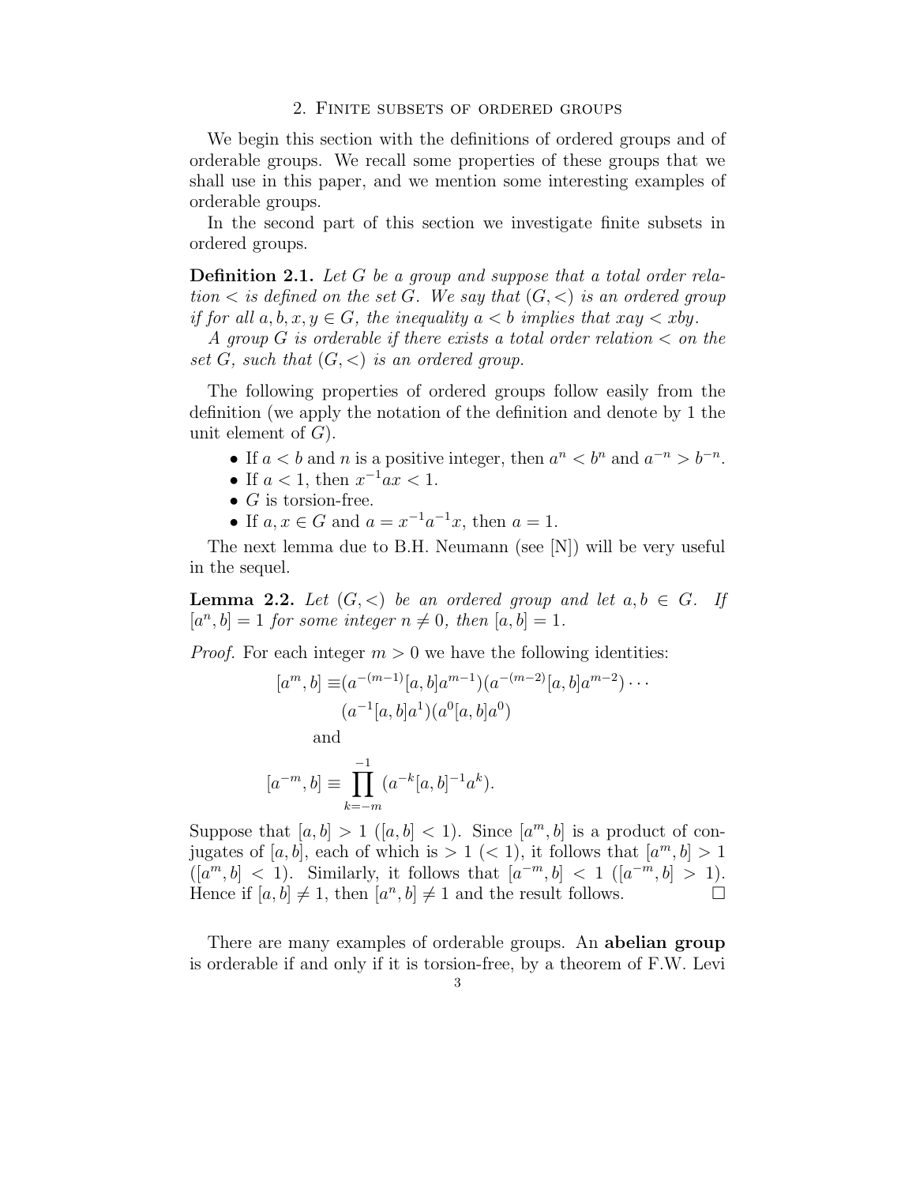## 2. Finite subsets of ordered groups

We begin this section with the definitions of ordered groups and of orderable groups. We recall some properties of these groups that we shall use in this paper, and we mention some interesting examples of orderable groups.

In the second part of this section we investigate finite subsets in ordered groups.

**Definition 2.1.** *Let $G$ be a group and suppose that a total order relation $<$ is defined on the set $G$. We say that $(G,<)$ is an ordered group if for all $a,b,x,y \in G$, the inequality $a<b$ implies that $xay < xby$.*

*A group $G$ is orderable if there exists a total order relation $<$ on the set $G$, such that $(G,<)$ is an ordered group.*

The following properties of ordered groups follow easily from the definition (we apply the notation of the definition and denote by 1 the unit element of $G$).

- If $a<b$ and $n$ is a positive integer, then $a^n < b^n$ and $a^{-n} > b^{-n}$.
- If $a<1$, then $x^{-1}ax < 1$.
- $G$ is torsion-free.
- If $a,x \in G$ and $a = x^{-1}a^{-1}x$, then $a=1$.

The next lemma due to B.H. Neumann (see [N]) will be very useful in the sequel.

**Lemma 2.2.** *Let $(G,<)$ be an ordered group and let $a,b \in G$. If $[a^n,b]=1$ for some integer $n \neq 0$, then $[a,b]=1$.*

*Proof.* For each integer $m>0$ we have the following identities:

$$[a^m,b] \equiv (a^{-(m-1)}[a,b]a^{m-1})(a^{-(m-2)}[a,b]a^{m-2})\cdots (a^{-1}[a,b]a^1)(a^0[a,b]a^0)$$

and

$$[a^{-m},b] \equiv \prod_{k=-m}^{-1}(a^{-k}[a,b]^{-1}a^k).$$

Suppose that $[a,b]>1$ ($[a,b]<1$). Since $[a^m,b]$ is a product of conjugates of $[a,b]$, each of which is $>1$ ($<1$), it follows that $[a^m,b]>1$ ($[a^m,b]<1$). Similarly, it follows that $[a^{-m},b]<1$ ($[a^{-m},b]>1$). Hence if $[a,b]\neq 1$, then $[a^n,b]\neq 1$ and the result follows. $\square$

There are many examples of orderable groups. An **abelian group** is orderable if and only if it is torsion-free, by a theorem of F.W. Levi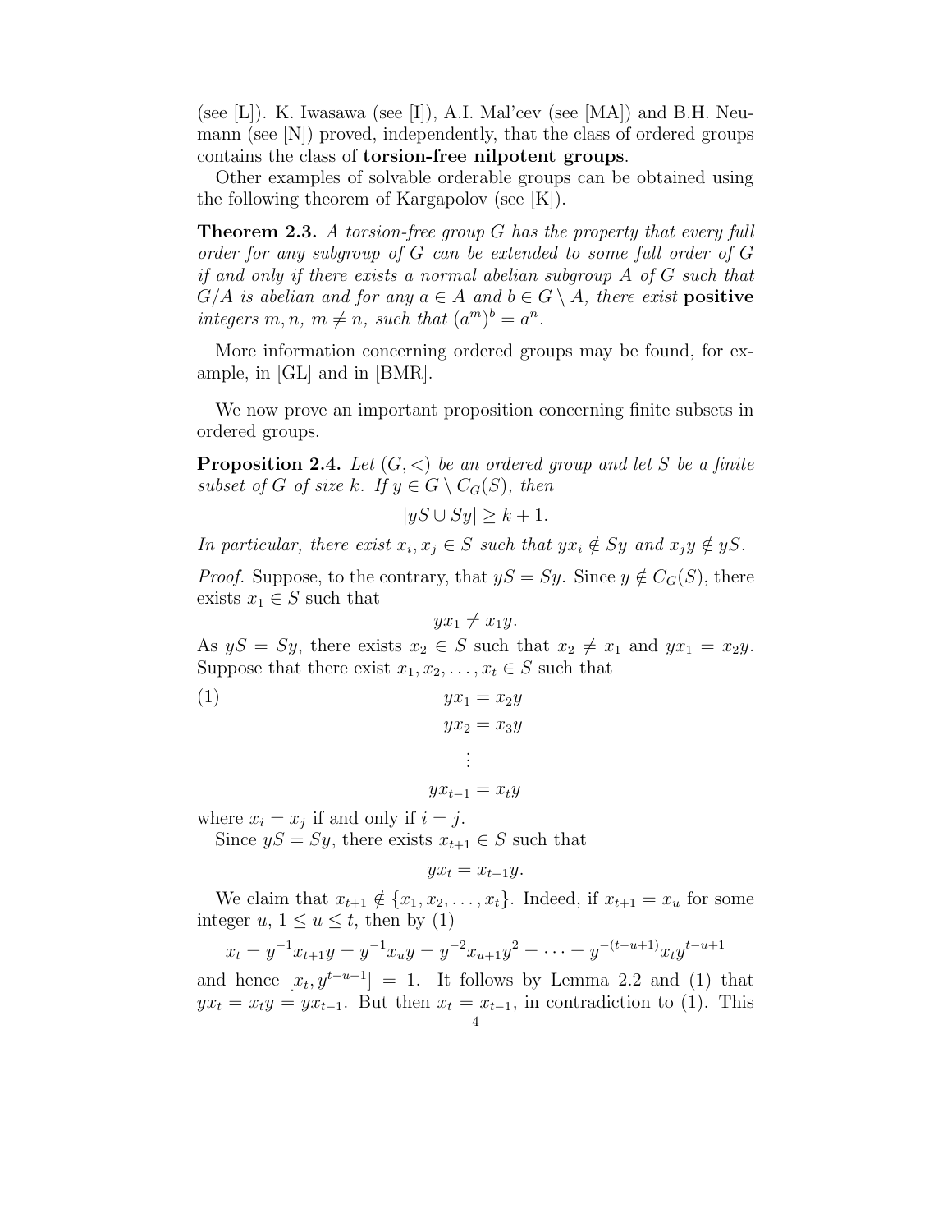(see [L]). K. Iwasawa (see [I]), A.I. Mal'cev (see [MA]) and B.H. Neumann (see [N]) proved, independently, that the class of ordered groups contains the class of **torsion-free nilpotent groups**.

Other examples of solvable orderable groups can be obtained using the following theorem of Kargapolov (see [K]).

**Theorem 2.3.** *A torsion-free group $G$ has the property that every full order for any subgroup of $G$ can be extended to some full order of $G$ if and only if there exists a normal abelian subgroup $A$ of $G$ such that $G/A$ is abelian and for any $a \in A$ and $b \in G \setminus A$, there exist* **positive** *integers $m, n$, $m \neq n$, such that $(a^m)^b = a^n$.*

More information concerning ordered groups may be found, for example, in [GL] and in [BMR].

We now prove an important proposition concerning finite subsets in ordered groups.

**Proposition 2.4.** *Let $(G, <)$ be an ordered group and let $S$ be a finite subset of $G$ of size $k$. If $y \in G \setminus C_G(S)$, then*

$$|yS \cup Sy| \geq k + 1.$$

*In particular, there exist $x_i, x_j \in S$ such that $yx_i \notin Sy$ and $x_j y \notin yS$.*

*Proof.* Suppose, to the contrary, that $yS = Sy$. Since $y \notin C_G(S)$, there exists $x_1 \in S$ such that

$$yx_1 \neq x_1 y.$$

As $yS = Sy$, there exists $x_2 \in S$ such that $x_2 \neq x_1$ and $yx_1 = x_2 y$. Suppose that there exist $x_1, x_2, \ldots, x_t \in S$ such that

$$
\begin{aligned}
yx_1 &= x_2 y \\
yx_2 &= x_3 y \\
&\ \ \vdots \\
yx_{t-1} &= x_t y
\end{aligned}
\tag{1}
$$

where $x_i = x_j$ if and only if $i = j$.

Since $yS = Sy$, there exists $x_{t+1} \in S$ such that

$$yx_t = x_{t+1} y.$$

We claim that $x_{t+1} \notin \{x_1, x_2, \ldots, x_t\}$. Indeed, if $x_{t+1} = x_u$ for some integer $u$, $1 \leq u \leq t$, then by (1)

$$x_t = y^{-1} x_{t+1} y = y^{-1} x_u y = y^{-2} x_{u+1} y^2 = \cdots = y^{-(t-u+1)} x_t y^{t-u+1}$$

and hence $[x_t, y^{t-u+1}] = 1$. It follows by Lemma 2.2 and (1) that $yx_t = x_t y = yx_{t-1}$. But then $x_t = x_{t-1}$, in contradiction to (1). This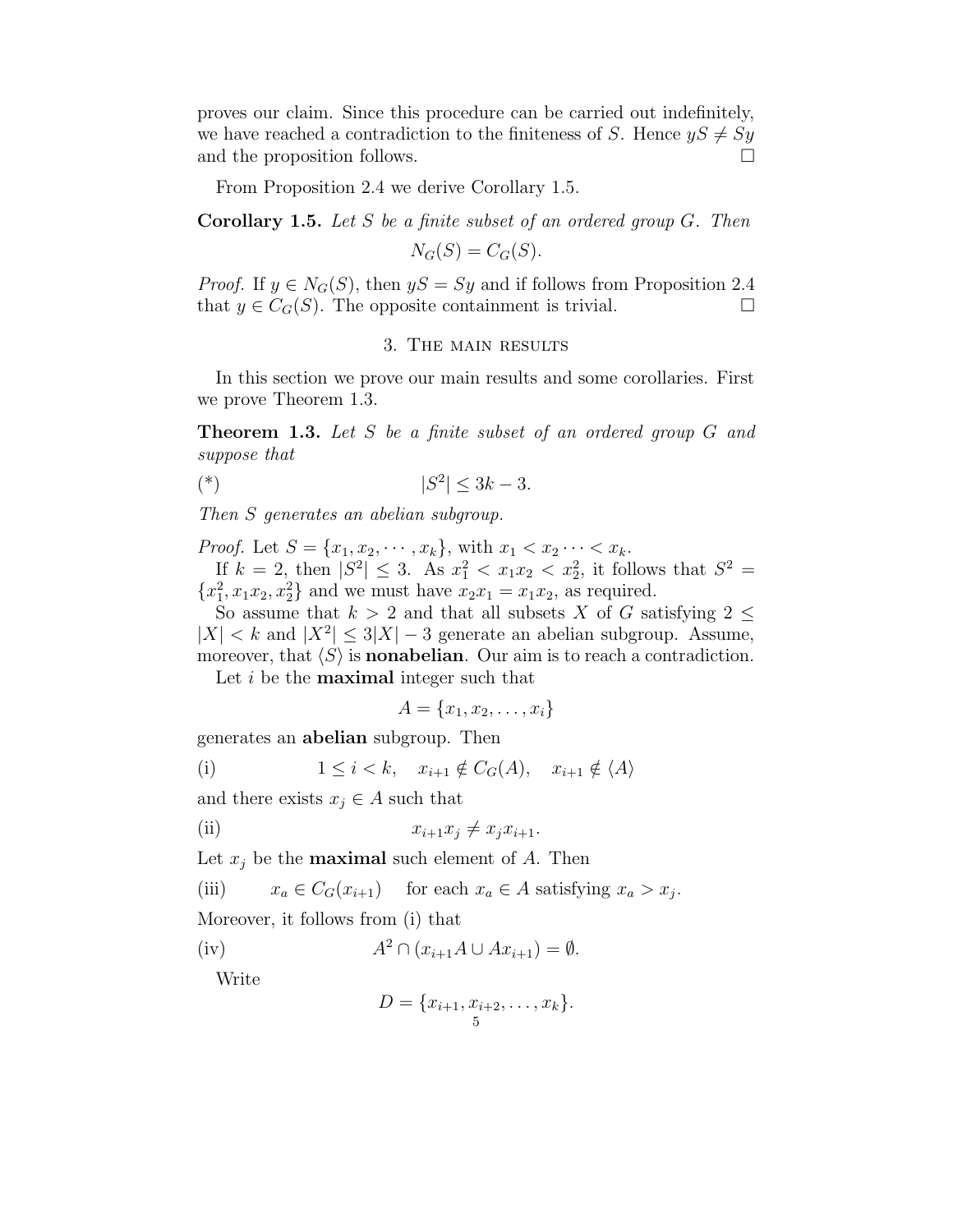proves our claim. Since this procedure can be carried out indefinitely, we have reached a contradiction to the finiteness of $S$. Hence $yS \neq Sy$ and the proposition follows. □

From Proposition 2.4 we derive Corollary 1.5.

**Corollary 1.5.** *Let $S$ be a finite subset of an ordered group $G$. Then*

$$N_G(S) = C_G(S).$$

*Proof.* If $y \in N_G(S)$, then $yS = Sy$ and if follows from Proposition 2.4 that $y \in C_G(S)$. The opposite containment is trivial. □

## 3. The main results

In this section we prove our main results and some corollaries. First we prove Theorem 1.3.

**Theorem 1.3.** *Let $S$ be a finite subset of an ordered group $G$ and suppose that*

$$(*) \qquad |S^2| \leq 3k - 3.$$

*Then $S$ generates an abelian subgroup.*

*Proof.* Let $S = \{x_1, x_2, \cdots, x_k\}$, with $x_1 < x_2 \cdots < x_k$.

If $k = 2$, then $|S^2| \leq 3$. As $x_1^2 < x_1x_2 < x_2^2$, it follows that $S^2 = \{x_1^2, x_1x_2, x_2^2\}$ and we must have $x_2x_1 = x_1x_2$, as required.

So assume that $k > 2$ and that all subsets $X$ of $G$ satisfying $2 \leq |X| < k$ and $|X^2| \leq 3|X| - 3$ generate an abelian subgroup. Assume, moreover, that $\langle S \rangle$ is **nonabelian**. Our aim is to reach a contradiction.

Let $i$ be the **maximal** integer such that

$$A = \{x_1, x_2, \ldots, x_i\}$$

generates an **abelian** subgroup. Then

$$\text{(i)} \qquad 1 \leq i < k, \quad x_{i+1} \notin C_G(A), \quad x_{i+1} \notin \langle A \rangle$$

and there exists $x_j \in A$ such that

$$\text{(ii)} \qquad x_{i+1}x_j \neq x_jx_{i+1}.$$

Let $x_j$ be the **maximal** such element of $A$. Then

$$\text{(iii)} \qquad x_a \in C_G(x_{i+1}) \quad \text{for each } x_a \in A \text{ satisfying } x_a > x_j.$$

Moreover, it follows from (i) that

$$\text{(iv)} \qquad A^2 \cap (x_{i+1}A \cup Ax_{i+1}) = \emptyset.$$

Write

$$D = \{x_{i+1}, x_{i+2}, \ldots, x_k\}.$$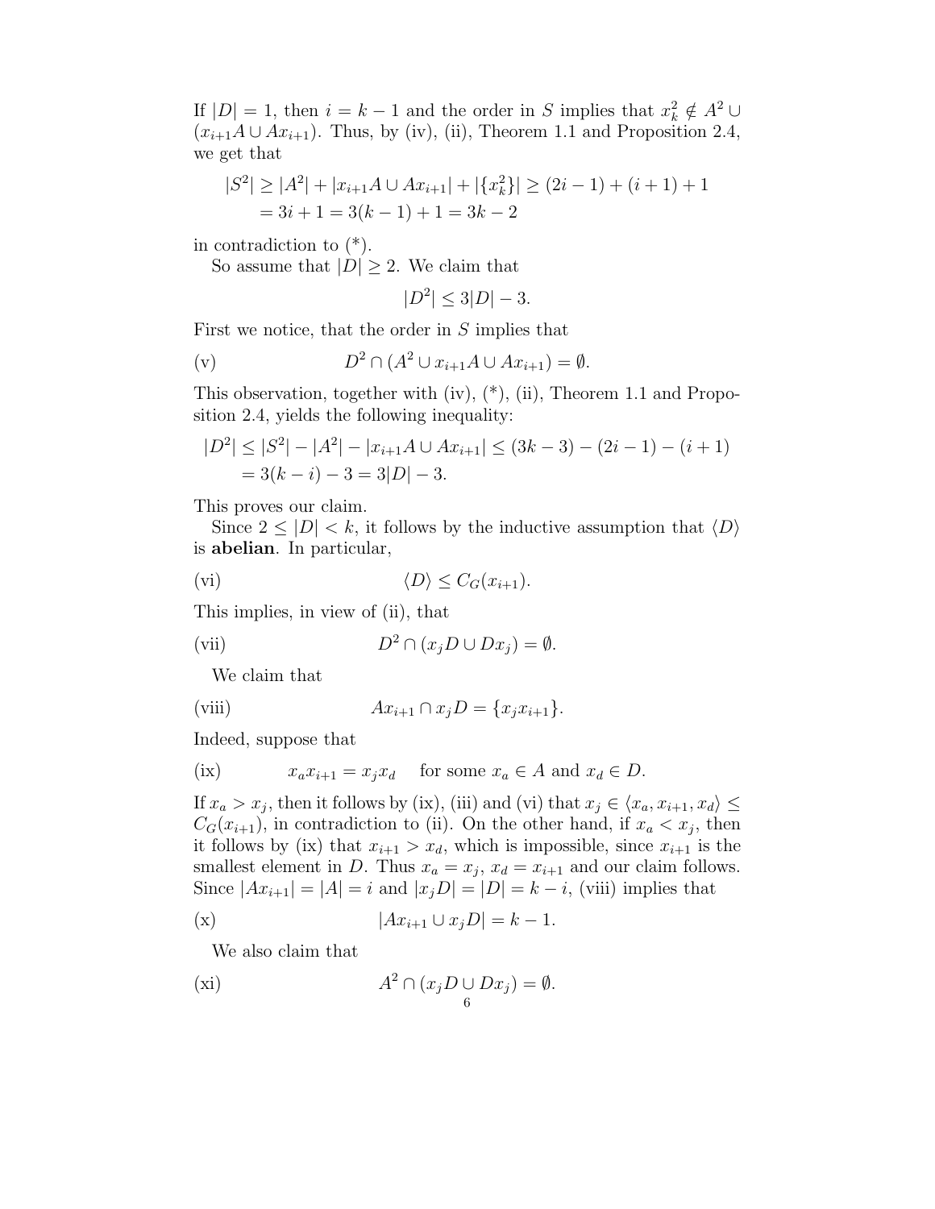If $|D| = 1$, then $i = k - 1$ and the order in $S$ implies that $x_k^2 \notin A^2 \cup (x_{i+1}A \cup Ax_{i+1})$. Thus, by (iv), (ii), Theorem 1.1 and Proposition 2.4, we get that

$$\begin{aligned} |S^2| &\geq |A^2| + |x_{i+1}A \cup Ax_{i+1}| + |\{x_k^2\}| \geq (2i-1) + (i+1) + 1 \\ &= 3i + 1 = 3(k-1) + 1 = 3k - 2 \end{aligned}$$

in contradiction to (\*).

So assume that $|D| \geq 2$. We claim that

$$|D^2| \leq 3|D| - 3.$$

First we notice, that the order in $S$ implies that

$$\text{(v)} \qquad D^2 \cap (A^2 \cup x_{i+1}A \cup Ax_{i+1}) = \emptyset.$$

This observation, together with (iv), (\*), (ii), Theorem 1.1 and Proposition 2.4, yields the following inequality:

$$\begin{aligned} |D^2| &\leq |S^2| - |A^2| - |x_{i+1}A \cup Ax_{i+1}| \leq (3k-3) - (2i-1) - (i+1) \\ &= 3(k-i) - 3 = 3|D| - 3. \end{aligned}$$

This proves our claim.

Since $2 \leq |D| < k$, it follows by the inductive assumption that $\langle D \rangle$ is **abelian**. In particular,

$$\text{(vi)} \qquad \langle D \rangle \leq C_G(x_{i+1}).$$

This implies, in view of (ii), that

$$\text{(vii)} \qquad D^2 \cap (x_j D \cup Dx_j) = \emptyset.$$

We claim that

$$\text{(viii)} \qquad Ax_{i+1} \cap x_j D = \{x_j x_{i+1}\}.$$

Indeed, suppose that

$$\text{(ix)} \qquad x_a x_{i+1} = x_j x_d \quad \text{for some } x_a \in A \text{ and } x_d \in D.$$

If $x_a > x_j$, then it follows by (ix), (iii) and (vi) that $x_j \in \langle x_a, x_{i+1}, x_d \rangle \leq C_G(x_{i+1})$, in contradiction to (ii). On the other hand, if $x_a < x_j$, then it follows by (ix) that $x_{i+1} > x_d$, which is impossible, since $x_{i+1}$ is the smallest element in $D$. Thus $x_a = x_j$, $x_d = x_{i+1}$ and our claim follows. Since $|Ax_{i+1}| = |A| = i$ and $|x_j D| = |D| = k - i$, (viii) implies that

$$\text{(x)} \qquad |Ax_{i+1} \cup x_j D| = k - 1.$$

We also claim that

$$\text{(xi)} \qquad A^2 \cap (x_j D \cup Dx_j) = \emptyset.$$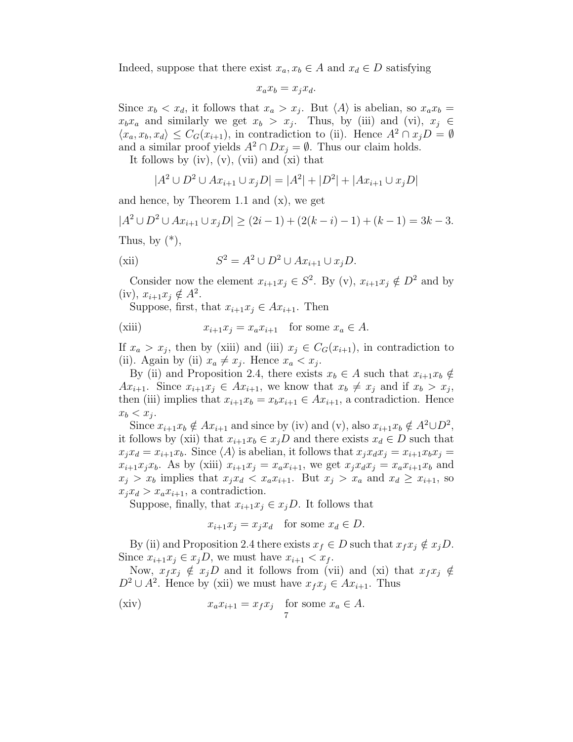Indeed, suppose that there exist $x_a, x_b \in A$ and $x_d \in D$ satisfying

$$x_a x_b = x_j x_d.$$

Since $x_b < x_d$, it follows that $x_a > x_j$. But $\langle A \rangle$ is abelian, so $x_a x_b = x_b x_a$ and similarly we get $x_b > x_j$. Thus, by (iii) and (vi), $x_j \in \langle x_a, x_b, x_d \rangle \leq C_G(x_{i+1})$, in contradiction to (ii). Hence $A^2 \cap x_j D = \emptyset$ and a similar proof yields $A^2 \cap D x_j = \emptyset$. Thus our claim holds.

It follows by (iv), (v), (vii) and (xi) that

$$|A^2 \cup D^2 \cup A x_{i+1} \cup x_j D| = |A^2| + |D^2| + |A x_{i+1} \cup x_j D|$$

and hence, by Theorem 1.1 and (x), we get

$$|A^2 \cup D^2 \cup A x_{i+1} \cup x_j D| \geq (2i-1) + (2(k-i)-1) + (k-1) = 3k-3.$$

Thus, by (*),

$$\text{(xii)} \qquad S^2 = A^2 \cup D^2 \cup A x_{i+1} \cup x_j D.$$

Consider now the element $x_{i+1} x_j \in S^2$. By (v), $x_{i+1} x_j \notin D^2$ and by (iv), $x_{i+1} x_j \notin A^2$.

Suppose, first, that $x_{i+1} x_j \in A x_{i+1}$. Then

$$\text{(xiii)} \qquad x_{i+1} x_j = x_a x_{i+1} \quad \text{for some } x_a \in A.$$

If $x_a > x_j$, then by (xiii) and (iii) $x_j \in C_G(x_{i+1})$, in contradiction to (ii). Again by (ii) $x_a \neq x_j$. Hence $x_a < x_j$.

By (ii) and Proposition 2.4, there exists $x_b \in A$ such that $x_{i+1} x_b \notin A x_{i+1}$. Since $x_{i+1} x_j \in A x_{i+1}$, we know that $x_b \neq x_j$ and if $x_b > x_j$, then (iii) implies that $x_{i+1} x_b = x_b x_{i+1} \in A x_{i+1}$, a contradiction. Hence $x_b < x_j$.

Since $x_{i+1} x_b \notin A x_{i+1}$ and since by (iv) and (v), also $x_{i+1} x_b \notin A^2 \cup D^2$, it follows by (xii) that $x_{i+1} x_b \in x_j D$ and there exists $x_d \in D$ such that $x_j x_d = x_{i+1} x_b$. Since $\langle A \rangle$ is abelian, it follows that $x_j x_d x_j = x_{i+1} x_b x_j = x_{i+1} x_j x_b$. As by (xiii) $x_{i+1} x_j = x_a x_{i+1}$, we get $x_j x_d x_j = x_a x_{i+1} x_b$ and $x_j > x_b$ implies that $x_j x_d < x_a x_{i+1}$. But $x_j > x_a$ and $x_d \geq x_{i+1}$, so $x_j x_d > x_a x_{i+1}$, a contradiction.

Suppose, finally, that $x_{i+1} x_j \in x_j D$. It follows that

$$x_{i+1} x_j = x_j x_d \quad \text{for some } x_d \in D.$$

By (ii) and Proposition 2.4 there exists $x_f \in D$ such that $x_f x_j \notin x_j D$. Since $x_{i+1} x_j \in x_j D$, we must have $x_{i+1} < x_f$.

Now, $x_f x_j \notin x_j D$ and it follows from (vii) and (xi) that $x_f x_j \notin D^2 \cup A^2$. Hence by (xii) we must have $x_f x_j \in A x_{i+1}$. Thus

$$\text{(xiv)} \qquad x_a x_{i+1} = x_f x_j \quad \text{for some } x_a \in A.$$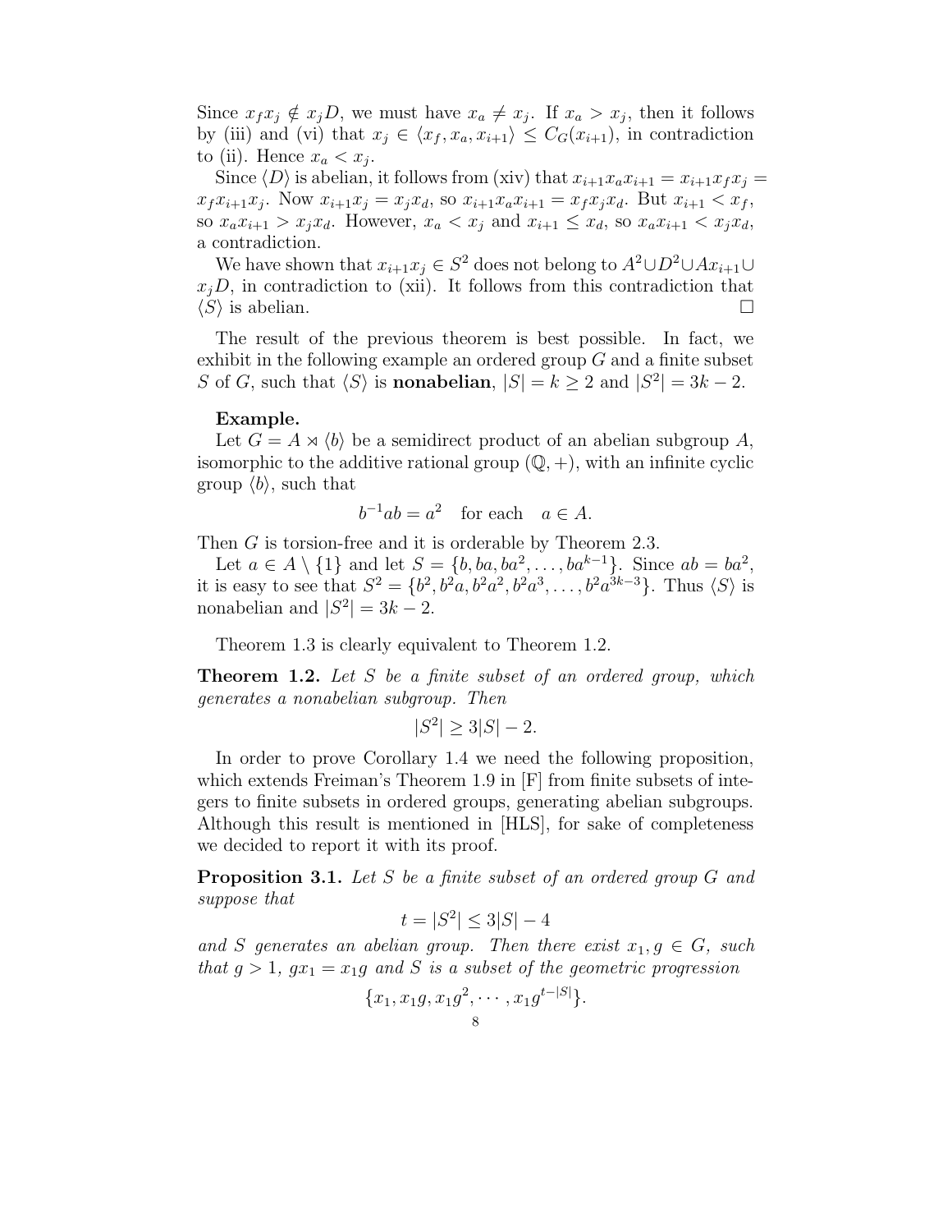Since $x_f x_j \notin x_j D$, we must have $x_a \neq x_j$. If $x_a > x_j$, then it follows by (iii) and (vi) that $x_j \in \langle x_f, x_a, x_{i+1}\rangle \leq C_G(x_{i+1})$, in contradiction to (ii). Hence $x_a < x_j$.

Since $\langle D\rangle$ is abelian, it follows from (xiv) that $x_{i+1}x_a x_{i+1} = x_{i+1}x_f x_j = x_f x_{i+1} x_j$. Now $x_{i+1}x_j = x_j x_d$, so $x_{i+1}x_a x_{i+1} = x_f x_j x_d$. But $x_{i+1} < x_f$, so $x_a x_{i+1} > x_j x_d$. However, $x_a < x_j$ and $x_{i+1} \leq x_d$, so $x_a x_{i+1} < x_j x_d$, a contradiction.

We have shown that $x_{i+1}x_j \in S^2$ does not belong to $A^2 \cup D^2 \cup A x_{i+1} \cup x_j D$, in contradiction to (xii). It follows from this contradiction that $\langle S\rangle$ is abelian. □

The result of the previous theorem is best possible. In fact, we exhibit in the following example an ordered group $G$ and a finite subset $S$ of $G$, such that $\langle S\rangle$ is **nonabelian**, $|S| = k \geq 2$ and $|S^2| = 3k-2$.

**Example.**
Let $G = A \rtimes \langle b\rangle$ be a semidirect product of an abelian subgroup $A$, isomorphic to the additive rational group $(\mathbb{Q}, +)$, with an infinite cyclic group $\langle b\rangle$, such that

$$b^{-1}ab = a^2 \quad \text{for each} \quad a \in A.$$

Then $G$ is torsion-free and it is orderable by Theorem 2.3.

Let $a \in A \setminus \{1\}$ and let $S = \{b, ba, ba^2, \ldots, ba^{k-1}\}$. Since $ab = ba^2$, it is easy to see that $S^2 = \{b^2, b^2a, b^2a^2, b^2a^3, \ldots, b^2a^{3k-3}\}$. Thus $\langle S\rangle$ is nonabelian and $|S^2| = 3k-2$.

Theorem 1.3 is clearly equivalent to Theorem 1.2.

**Theorem 1.2.** *Let $S$ be a finite subset of an ordered group, which generates a nonabelian subgroup. Then*

$$|S^2| \geq 3|S| - 2.$$

In order to prove Corollary 1.4 we need the following proposition, which extends Freiman's Theorem 1.9 in [F] from finite subsets of integers to finite subsets in ordered groups, generating abelian subgroups. Although this result is mentioned in [HLS], for sake of completeness we decided to report it with its proof.

**Proposition 3.1.** *Let $S$ be a finite subset of an ordered group $G$ and suppose that*

$$t = |S^2| \leq 3|S| - 4$$

*and $S$ generates an abelian group. Then there exist $x_1, g \in G$, such that $g > 1$, $gx_1 = x_1 g$ and $S$ is a subset of the geometric progression*

$$\{x_1, x_1g, x_1g^2, \cdots, x_1g^{t-|S|}\}.$$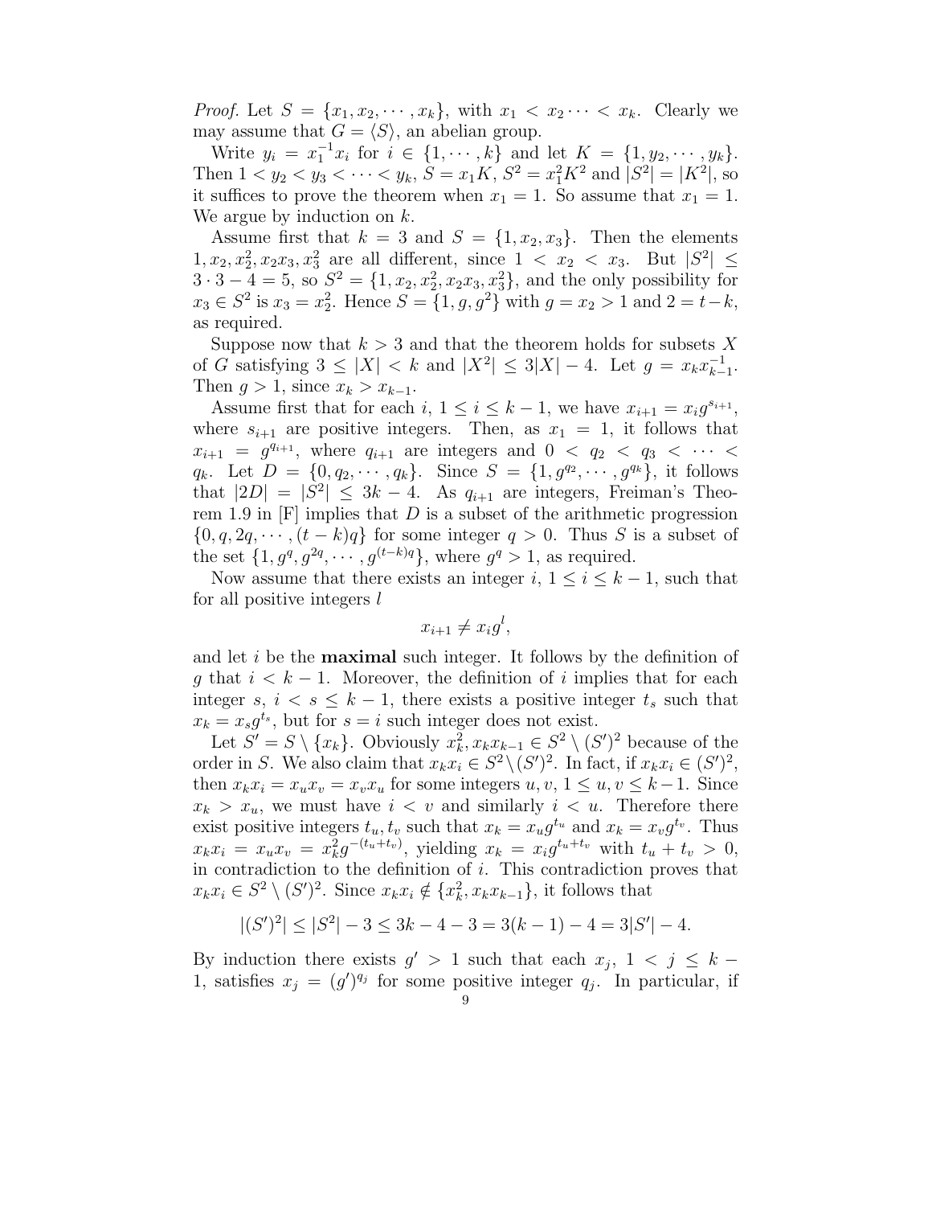*Proof.* Let $S = \{x_1, x_2, \cdots, x_k\}$, with $x_1 < x_2 \cdots < x_k$. Clearly we may assume that $G = \langle S \rangle$, an abelian group.

Write $y_i = x_1^{-1}x_i$ for $i \in \{1, \cdots, k\}$ and let $K = \{1, y_2, \cdots, y_k\}$. Then $1 < y_2 < y_3 < \cdots < y_k$, $S = x_1 K$, $S^2 = x_1^2 K^2$ and $|S^2| = |K^2|$, so it suffices to prove the theorem when $x_1 = 1$. So assume that $x_1 = 1$. We argue by induction on $k$.

Assume first that $k = 3$ and $S = \{1, x_2, x_3\}$. Then the elements $1, x_2, x_2^2, x_2x_3, x_3^2$ are all different, since $1 < x_2 < x_3$. But $|S^2| \leq 3 \cdot 3 - 4 = 5$, so $S^2 = \{1, x_2, x_2^2, x_2x_3, x_3^2\}$, and the only possibility for $x_3 \in S^2$ is $x_3 = x_2^2$. Hence $S = \{1, g, g^2\}$ with $g = x_2 > 1$ and $2 = t - k$, as required.

Suppose now that $k > 3$ and that the theorem holds for subsets $X$ of $G$ satisfying $3 \leq |X| < k$ and $|X^2| \leq 3|X| - 4$. Let $g = x_k x_{k-1}^{-1}$. Then $g > 1$, since $x_k > x_{k-1}$.

Assume first that for each $i$, $1 \leq i \leq k-1$, we have $x_{i+1} = x_i g^{s_{i+1}}$, where $s_{i+1}$ are positive integers. Then, as $x_1 = 1$, it follows that $x_{i+1} = g^{q_{i+1}}$, where $q_{i+1}$ are integers and $0 < q_2 < q_3 < \cdots < q_k$. Let $D = \{0, q_2, \cdots, q_k\}$. Since $S = \{1, g^{q_2}, \cdots, g^{q_k}\}$, it follows that $|2D| = |S^2| \leq 3k - 4$. As $q_{i+1}$ are integers, Freiman's Theorem 1.9 in [F] implies that $D$ is a subset of the arithmetic progression $\{0, q, 2q, \cdots, (t-k)q\}$ for some integer $q > 0$. Thus $S$ is a subset of the set $\{1, g^q, g^{2q}, \cdots, g^{(t-k)q}\}$, where $g^q > 1$, as required.

Now assume that there exists an integer $i$, $1 \leq i \leq k-1$, such that for all positive integers $l$

$$x_{i+1} \neq x_i g^l,$$

and let $i$ be the **maximal** such integer. It follows by the definition of $g$ that $i < k-1$. Moreover, the definition of $i$ implies that for each integer $s$, $i < s \leq k-1$, there exists a positive integer $t_s$ such that $x_k = x_s g^{t_s}$, but for $s = i$ such integer does not exist.

Let $S' = S \setminus \{x_k\}$. Obviously $x_k^2, x_k x_{k-1} \in S^2 \setminus (S')^2$ because of the order in $S$. We also claim that $x_k x_i \in S^2 \setminus (S')^2$. In fact, if $x_k x_i \in (S')^2$, then $x_k x_i = x_u x_v = x_v x_u$ for some integers $u, v$, $1 \leq u, v \leq k-1$. Since $x_k > x_u$, we must have $i < v$ and similarly $i < u$. Therefore there exist positive integers $t_u, t_v$ such that $x_k = x_u g^{t_u}$ and $x_k = x_v g^{t_v}$. Thus $x_k x_i = x_u x_v = x_k^2 g^{-(t_u + t_v)}$, yielding $x_k = x_i g^{t_u + t_v}$ with $t_u + t_v > 0$, in contradiction to the definition of $i$. This contradiction proves that $x_k x_i \in S^2 \setminus (S')^2$. Since $x_k x_i \notin \{x_k^2, x_k x_{k-1}\}$, it follows that

$$|(S')^2| \leq |S^2| - 3 \leq 3k - 4 - 3 = 3(k-1) - 4 = 3|S'| - 4.$$

By induction there exists $g' > 1$ such that each $x_j$, $1 < j \leq k-1$, satisfies $x_j = (g')^{q_j}$ for some positive integer $q_j$. In particular, if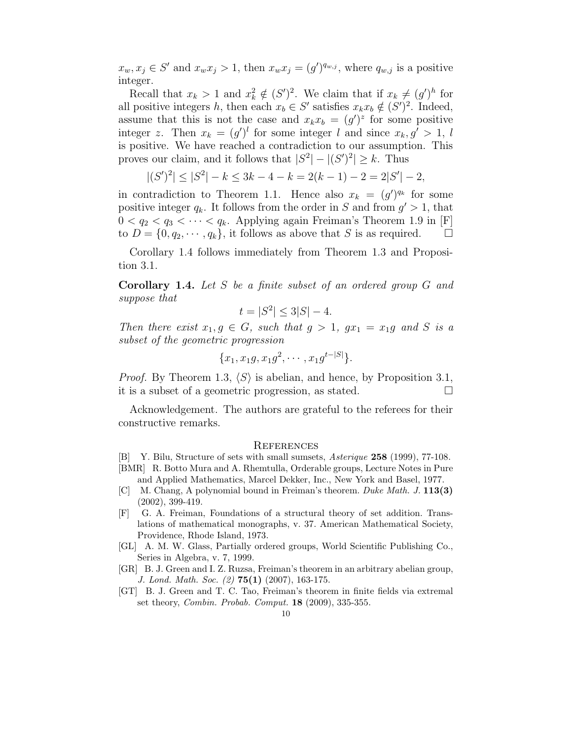$x_w, x_j \in S'$ and $x_w x_j > 1$, then $x_w x_j = (g')^{q_{w,j}}$, where $q_{w,j}$ is a positive integer.

Recall that $x_k > 1$ and $x_k^2 \notin (S')^2$. We claim that if $x_k \neq (g')^h$ for all positive integers $h$, then each $x_b \in S'$ satisfies $x_k x_b \notin (S')^2$. Indeed, assume that this is not the case and $x_k x_b = (g')^z$ for some positive integer $z$. Then $x_k = (g')^l$ for some integer $l$ and since $x_k, g' > 1$, $l$ is positive. We have reached a contradiction to our assumption. This proves our claim, and it follows that $|S^2| - |(S')^2| \geq k$. Thus

$$|(S')^2| \leq |S^2| - k \leq 3k - 4 - k = 2(k-1) - 2 = 2|S'| - 2,$$

in contradiction to Theorem 1.1. Hence also $x_k = (g')^{q_k}$ for some positive integer $q_k$. It follows from the order in $S$ and from $g' > 1$, that $0 < q_2 < q_3 < \cdots < q_k$. Applying again Freiman's Theorem 1.9 in [F] to $D = \{0, q_2, \cdots, q_k\}$, it follows as above that $S$ is as required. $\square$

Corollary 1.4 follows immediately from Theorem 1.3 and Proposition 3.1.

**Corollary 1.4.** *Let $S$ be a finite subset of an ordered group $G$ and suppose that*

$$t = |S^2| \leq 3|S| - 4.$$

*Then there exist $x_1, g \in G$, such that $g > 1$, $gx_1 = x_1 g$ and $S$ is a subset of the geometric progression*

$$\{x_1, x_1 g, x_1 g^2, \cdots, x_1 g^{t-|S|}\}.$$

*Proof.* By Theorem 1.3, $\langle S \rangle$ is abelian, and hence, by Proposition 3.1, it is a subset of a geometric progression, as stated. $\square$

Acknowledgement. The authors are grateful to the referees for their constructive remarks.

## References

[B] Y. Bilu, Structure of sets with small sumsets, *Asterique* **258** (1999), 77-108.

[BMR] R. Botto Mura and A. Rhemtulla, Orderable groups, Lecture Notes in Pure and Applied Mathematics, Marcel Dekker, Inc., New York and Basel, 1977.

[C] M. Chang, A polynomial bound in Freiman's theorem. *Duke Math. J.* **113(3)** (2002), 399-419.

[F] G. A. Freiman, Foundations of a structural theory of set addition. Translations of mathematical monographs, v. 37. American Mathematical Society, Providence, Rhode Island, 1973.

[GL] A. M. W. Glass, Partially ordered groups, World Scientific Publishing Co., Series in Algebra, v. 7, 1999.

[GR] B. J. Green and I. Z. Ruzsa, Freiman's theorem in an arbitrary abelian group, *J. Lond. Math. Soc. (2)* **75(1)** (2007), 163-175.

[GT] B. J. Green and T. C. Tao, Freiman's theorem in finite fields via extremal set theory, *Combin. Probab. Comput.* **18** (2009), 335-355.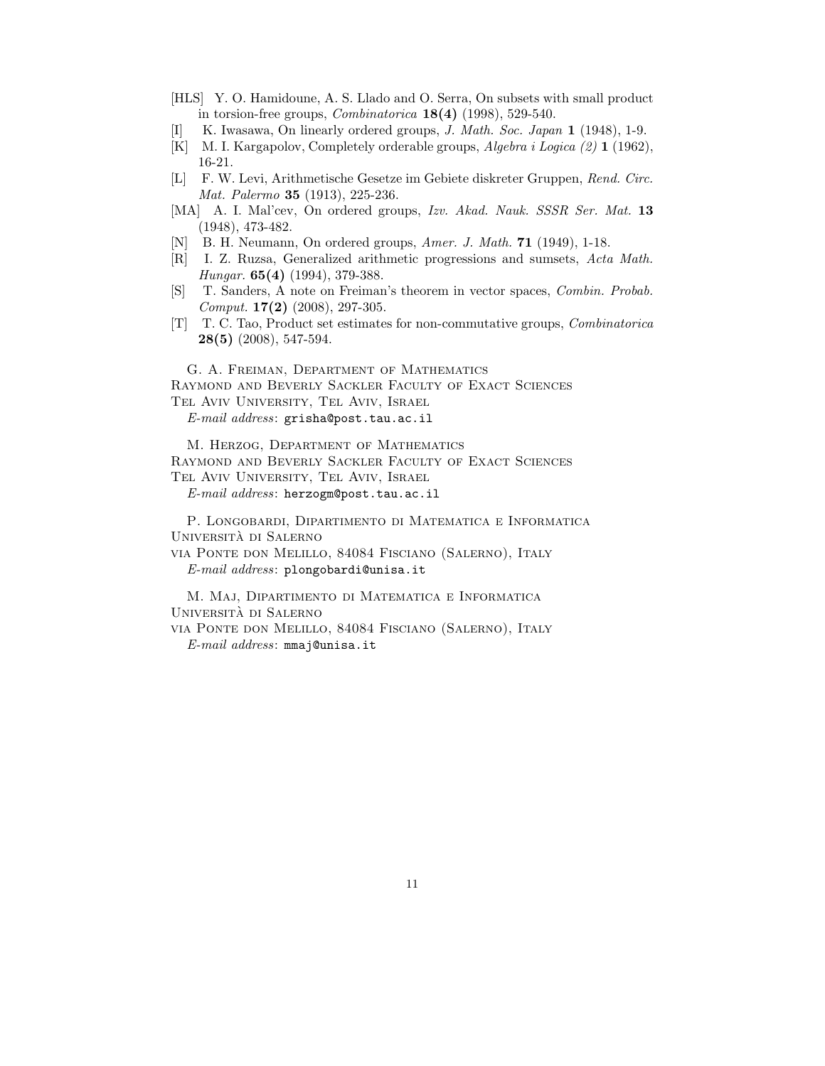[HLS] Y. O. Hamidoune, A. S. Llado and O. Serra, On subsets with small product in torsion-free groups, *Combinatorica* **18(4)** (1998), 529-540.

[I] K. Iwasawa, On linearly ordered groups, *J. Math. Soc. Japan* **1** (1948), 1-9.

[K] M. I. Kargapolov, Completely orderable groups, *Algebra i Logica (2)* **1** (1962), 16-21.

[L] F. W. Levi, Arithmetische Gesetze im Gebiete diskreter Gruppen, *Rend. Circ. Mat. Palermo* **35** (1913), 225-236.

[MA] A. I. Mal'cev, On ordered groups, *Izv. Akad. Nauk. SSSR Ser. Mat.* **13** (1948), 473-482.

[N] B. H. Neumann, On ordered groups, *Amer. J. Math.* **71** (1949), 1-18.

[R] I. Z. Ruzsa, Generalized arithmetic progressions and sumsets, *Acta Math. Hungar.* **65(4)** (1994), 379-388.

[S] T. Sanders, A note on Freiman's theorem in vector spaces, *Combin. Probab. Comput.* **17(2)** (2008), 297-305.

[T] T. C. Tao, Product set estimates for non-commutative groups, *Combinatorica* **28(5)** (2008), 547-594.

G. A. Freiman, Department of Mathematics
Raymond and Beverly Sackler Faculty of Exact Sciences
Tel Aviv University, Tel Aviv, Israel
*E-mail address*: grisha@post.tau.ac.il

M. Herzog, Department of Mathematics
Raymond and Beverly Sackler Faculty of Exact Sciences
Tel Aviv University, Tel Aviv, Israel
*E-mail address*: herzogm@post.tau.ac.il

P. Longobardi, Dipartimento di Matematica e Informatica
Università di Salerno
via Ponte don Melillo, 84084 Fisciano (Salerno), Italy
*E-mail address*: plongobardi@unisa.it

M. Maj, Dipartimento di Matematica e Informatica
Università di Salerno
via Ponte don Melillo, 84084 Fisciano (Salerno), Italy
*E-mail address*: mmaj@unisa.it